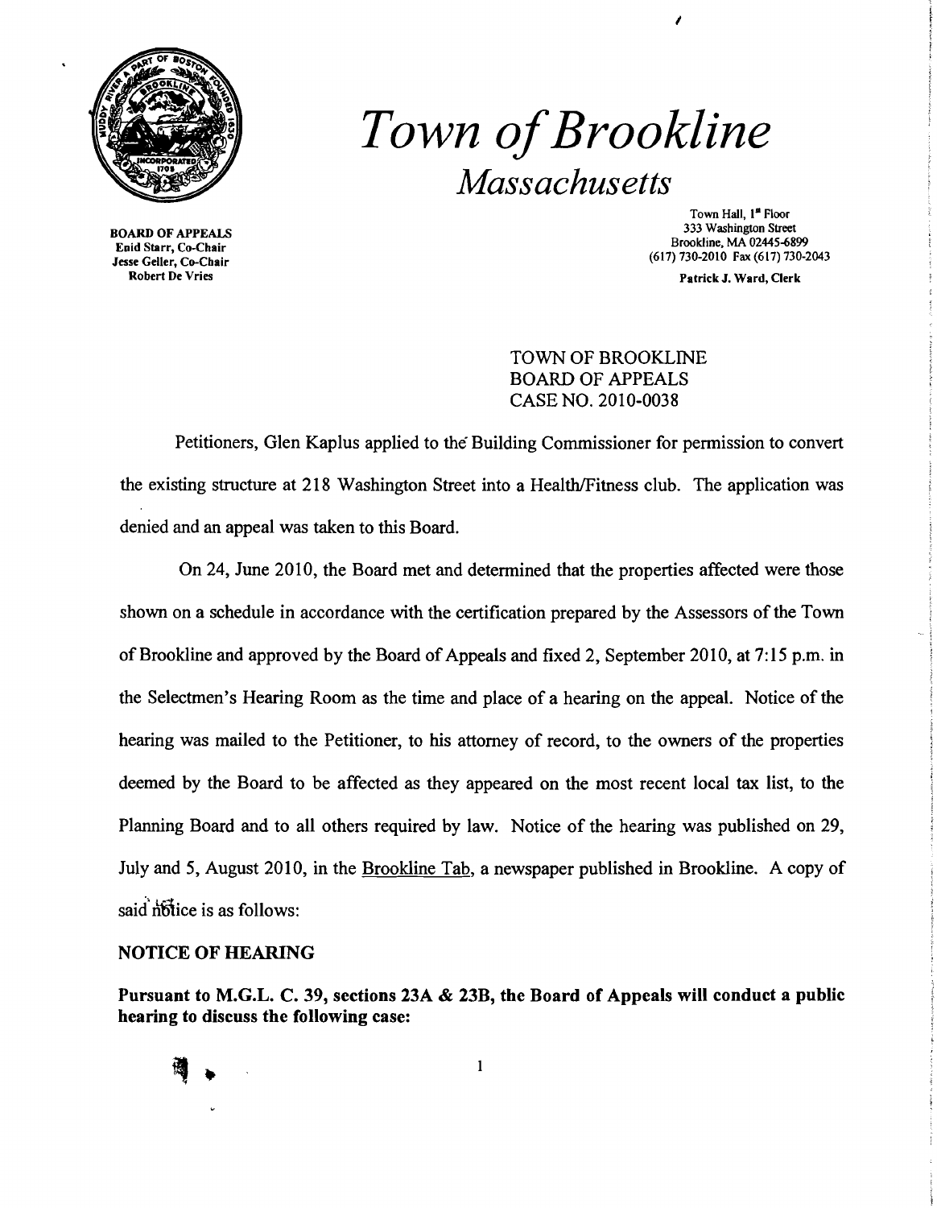# *Town of Brookline*
## *Massachusetts*

**BOARD OF APPEALS**
**Enid Starr, Co-Chair**
**Jesse Geller, Co-Chair**
**Robert De Vries**

Town Hall, 1st Floor
333 Washington Street
Brookline, MA 02445-6899
(617) 730-2010 Fax (617) 730-2043

**Patrick J. Ward, Clerk**

TOWN OF BROOKLINE
BOARD OF APPEALS
CASE NO. 2010-0038

Petitioners, Glen Kaplus applied to the Building Commissioner for permission to convert the existing structure at 218 Washington Street into a Health/Fitness club. The application was denied and an appeal was taken to this Board.

On 24, June 2010, the Board met and determined that the properties affected were those shown on a schedule in accordance with the certification prepared by the Assessors of the Town of Brookline and approved by the Board of Appeals and fixed 2, September 2010, at 7:15 p.m. in the Selectmen's Hearing Room as the time and place of a hearing on the appeal. Notice of the hearing was mailed to the Petitioner, to his attorney of record, to the owners of the properties deemed by the Board to be affected as they appeared on the most recent local tax list, to the Planning Board and to all others required by law. Notice of the hearing was published on 29, July and 5, August 2010, in the Brookline Tab, a newspaper published in Brookline. A copy of said notice is as follows:

**NOTICE OF HEARING**

**Pursuant to M.G.L. C. 39, sections 23A & 23B, the Board of Appeals will conduct a public hearing to discuss the following case:**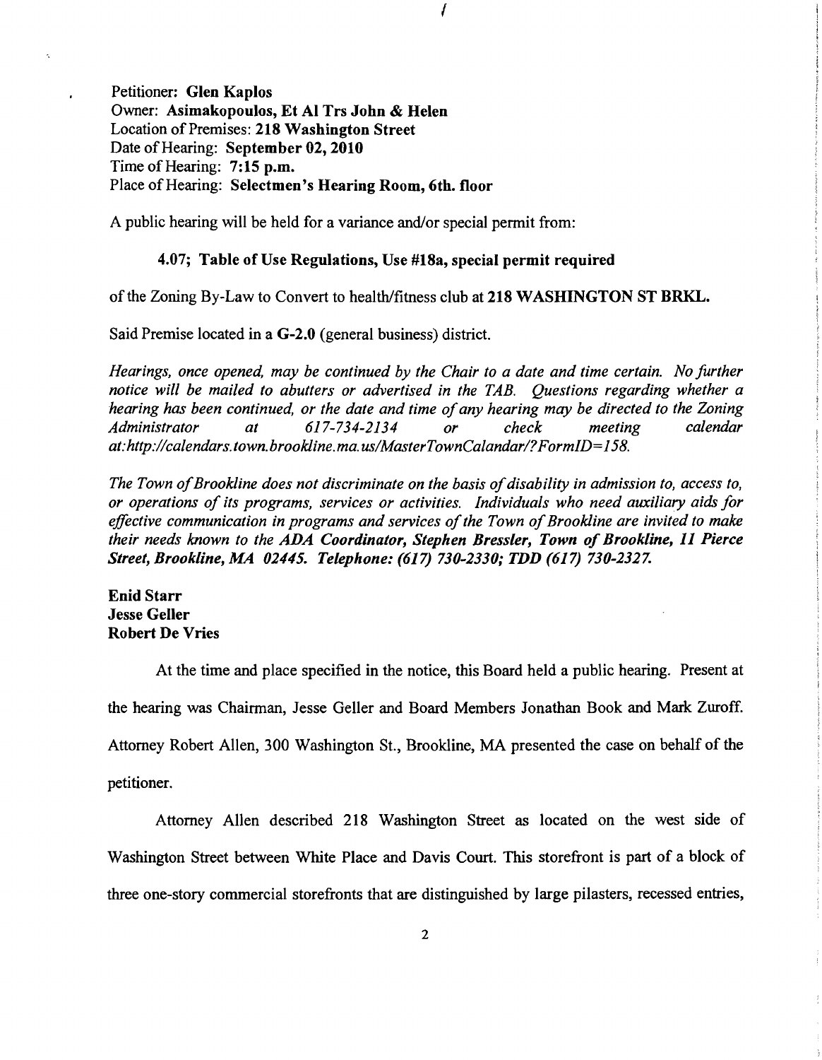Petitioner: **Glen Kaplos**
Owner: **Asimakopoulos, Et Al Trs John & Helen**
Location of Premises: **218 Washington Street**
Date of Hearing: **September 02, 2010**
Time of Hearing: **7:15 p.m.**
Place of Hearing: **Selectmen's Hearing Room, 6th. floor**

A public hearing will be held for a variance and/or special permit from:

**4.07; Table of Use Regulations, Use #18a, special permit required**

of the Zoning By-Law to Convert to health/fitness club at **218 WASHINGTON ST BRKL.**

Said Premise located in a **G-2.0** (general business) district.

*Hearings, once opened, may be continued by the Chair to a date and time certain. No further notice will be mailed to abutters or advertised in the TAB. Questions regarding whether a hearing has been continued, or the date and time of any hearing may be directed to the Zoning Administrator at 617-734-2134 or check meeting calendar at:http://calendars.town.brookline.ma.us/MasterTownCalandar/?FormID=158.*

*The Town of Brookline does not discriminate on the basis of disability in admission to, access to, or operations of its programs, services or activities. Individuals who need auxiliary aids for effective communication in programs and services of the Town of Brookline are invited to make their needs known to the **ADA Coordinator, Stephen Bressler, Town of Brookline, 11 Pierce Street, Brookline, MA 02445. Telephone: (617) 730-2330; TDD (617) 730-2327.***

**Enid Starr**
**Jesse Geller**
**Robert De Vries**

At the time and place specified in the notice, this Board held a public hearing. Present at the hearing was Chairman, Jesse Geller and Board Members Jonathan Book and Mark Zuroff. Attorney Robert Allen, 300 Washington St., Brookline, MA presented the case on behalf of the petitioner.

Attorney Allen described 218 Washington Street as located on the west side of Washington Street between White Place and Davis Court. This storefront is part of a block of three one-story commercial storefronts that are distinguished by large pilasters, recessed entries,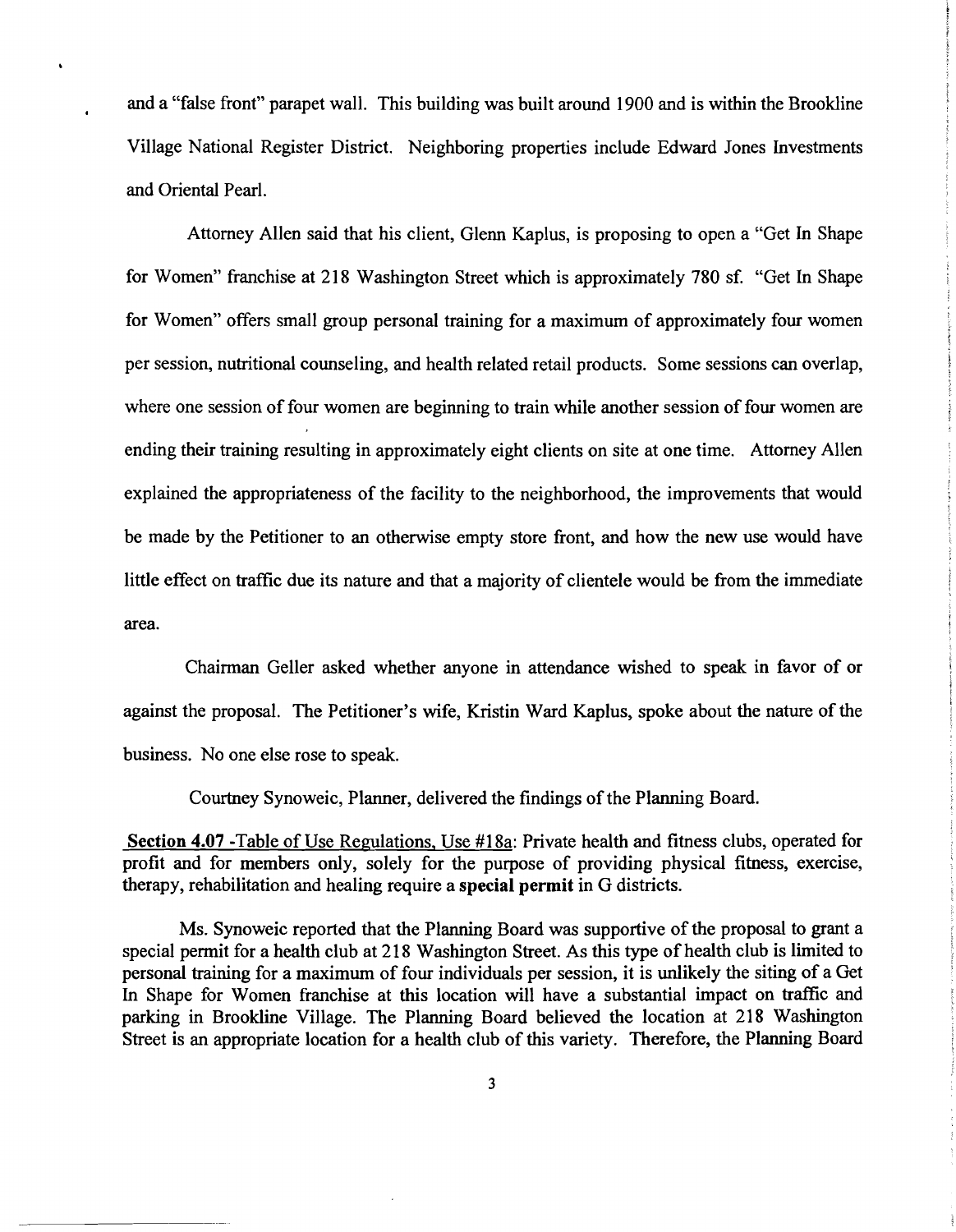and a "false front" parapet wall. This building was built around 1900 and is within the Brookline Village National Register District. Neighboring properties include Edward Jones Investments and Oriental Pearl.

Attorney Allen said that his client, Glenn Kaplus, is proposing to open a "Get In Shape for Women" franchise at 218 Washington Street which is approximately 780 sf. "Get In Shape for Women" offers small group personal training for a maximum of approximately four women per session, nutritional counseling, and health related retail products. Some sessions can overlap, where one session of four women are beginning to train while another session of four women are ending their training resulting in approximately eight clients on site at one time. Attorney Allen explained the appropriateness of the facility to the neighborhood, the improvements that would be made by the Petitioner to an otherwise empty store front, and how the new use would have little effect on traffic due its nature and that a majority of clientele would be from the immediate area.

Chairman Geller asked whether anyone in attendance wished to speak in favor of or against the proposal. The Petitioner's wife, Kristin Ward Kaplus, spoke about the nature of the business. No one else rose to speak.

Courtney Synoweic, Planner, delivered the findings of the Planning Board.

Section 4.07 -Table of Use Regulations, Use #18a: Private health and fitness clubs, operated for profit and for members only, solely for the purpose of providing physical fitness, exercise, therapy, rehabilitation and healing require a **special permit** in G districts.

Ms. Synoweic reported that the Planning Board was supportive of the proposal to grant a special permit for a health club at 218 Washington Street. As this type of health club is limited to personal training for a maximum of four individuals per session, it is unlikely the siting of a Get In Shape for Women franchise at this location will have a substantial impact on traffic and parking in Brookline Village. The Planning Board believed the location at 218 Washington Street is an appropriate location for a health club of this variety. Therefore, the Planning Board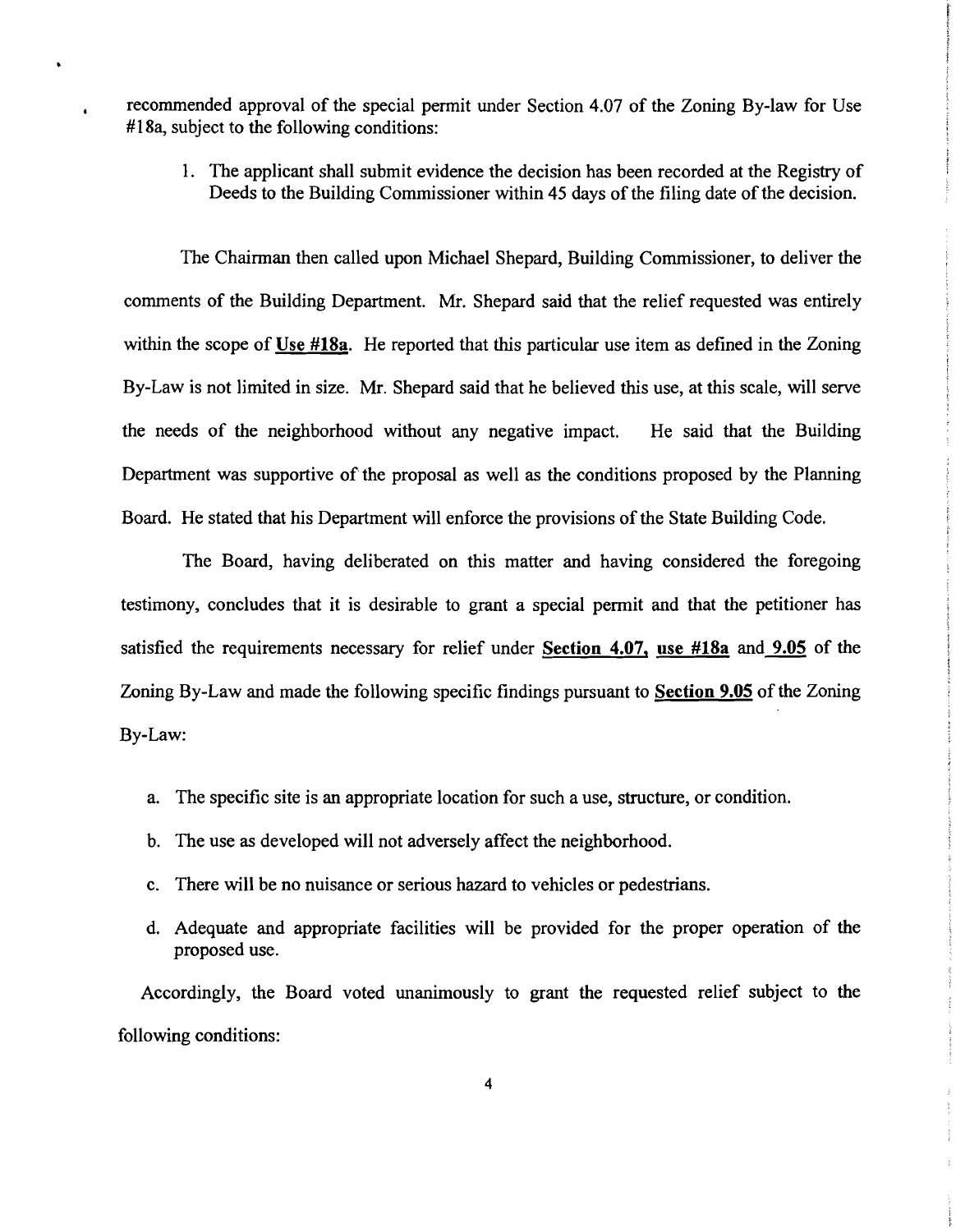recommended approval of the special permit under Section 4.07 of the Zoning By-law for Use #18a, subject to the following conditions:

1. The applicant shall submit evidence the decision has been recorded at the Registry of Deeds to the Building Commissioner within 45 days of the filing date of the decision.

The Chairman then called upon Michael Shepard, Building Commissioner, to deliver the comments of the Building Department. Mr. Shepard said that the relief requested was entirely within the scope of **Use #18a**. He reported that this particular use item as defined in the Zoning By-Law is not limited in size. Mr. Shepard said that he believed this use, at this scale, will serve the needs of the neighborhood without any negative impact. He said that the Building Department was supportive of the proposal as well as the conditions proposed by the Planning Board. He stated that his Department will enforce the provisions of the State Building Code.

The Board, having deliberated on this matter and having considered the foregoing testimony, concludes that it is desirable to grant a special permit and that the petitioner has satisfied the requirements necessary for relief under **Section 4.07, use #18a** and **9.05** of the Zoning By-Law and made the following specific findings pursuant to **Section 9.05** of the Zoning By-Law:

a. The specific site is an appropriate location for such a use, structure, or condition.

b. The use as developed will not adversely affect the neighborhood.

c. There will be no nuisance or serious hazard to vehicles or pedestrians.

d. Adequate and appropriate facilities will be provided for the proper operation of the proposed use.

Accordingly, the Board voted unanimously to grant the requested relief subject to the following conditions: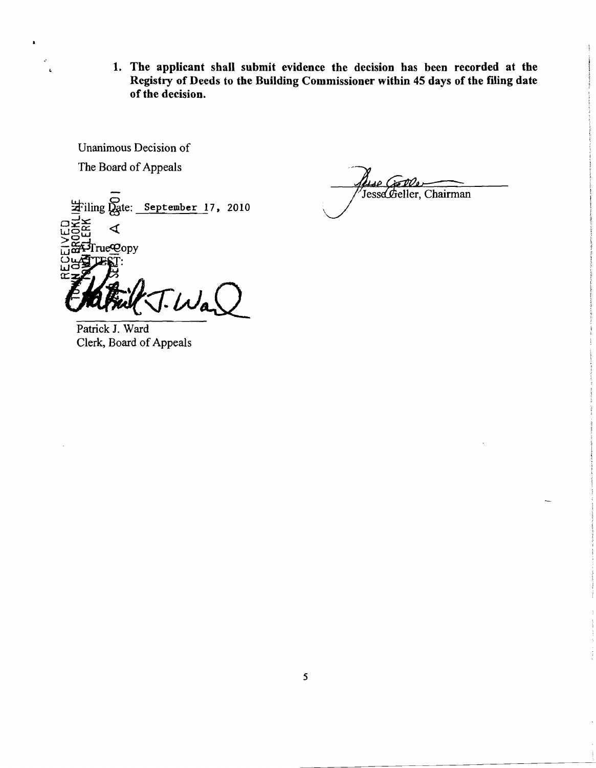1. **The applicant shall submit evidence the decision has been recorded at the Registry of Deeds to the Building Commissioner within 45 days of the filing date of the decision.**

Unanimous Decision of

The Board of Appeals

Jesse Geller, Chairman

Filing Date: September 17, 2010

A True Copy

ATTEST:

Patrick J. Ward

Clerk, Board of Appeals

RECEIVED

TOWN OF BROOKLINE

TOWN CLERK